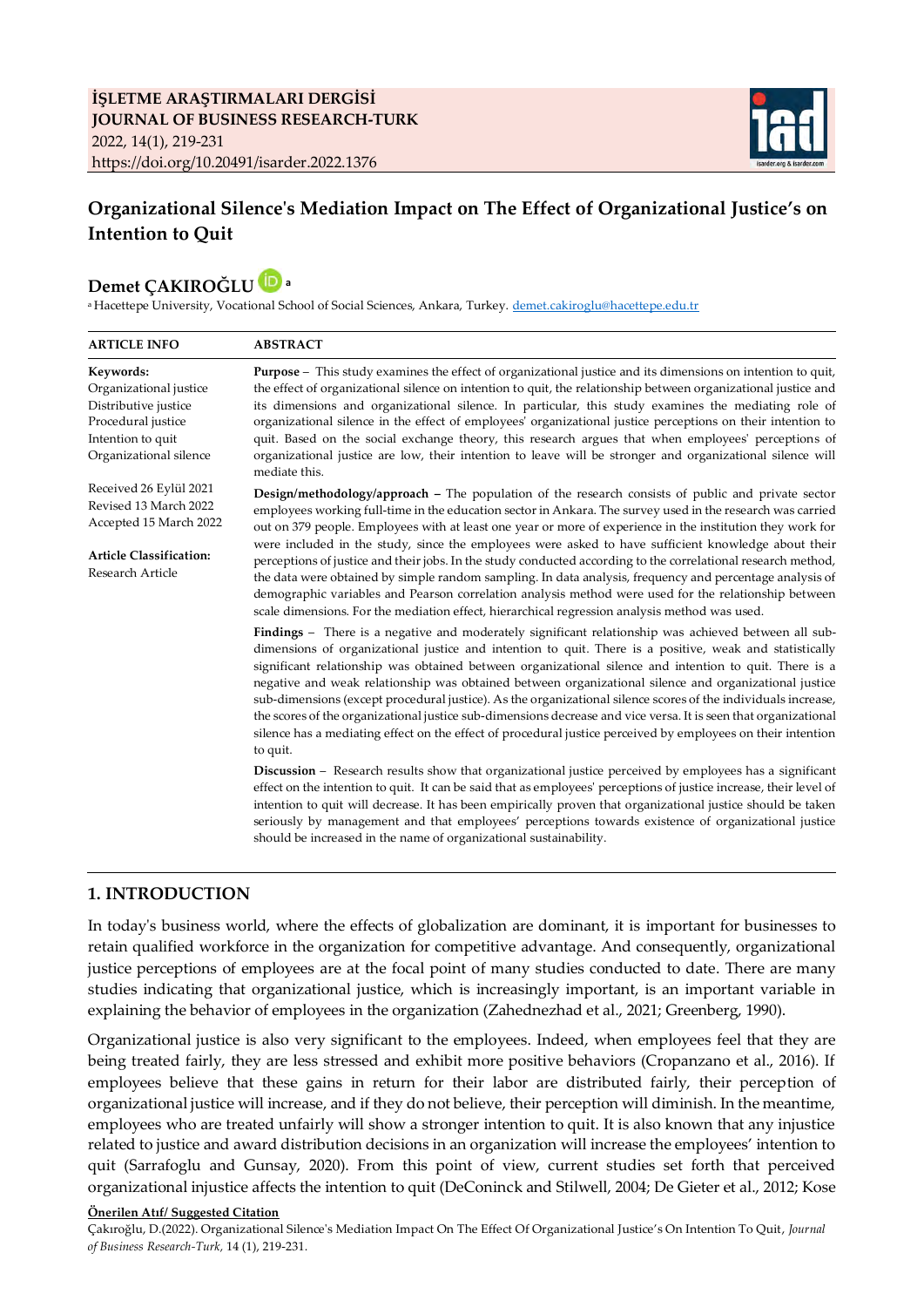**İŞLETME ARAŞTIRMALARI DERGİSİ**
**JOURNAL OF BUSINESS RESEARCH-TURK**
2022, 14(1), 219-231
https://doi.org/10.20491/isarder.2022.1376

# Organizational Silence's Mediation Impact on The Effect of Organizational Justice's on Intention to Quit

**Demet ÇAKIROĞLU** [a]

[a] Hacettepe University, Vocational School of Social Sciences, Ankara, Turkey. demet.cakiroglu@hacettepe.edu.tr

**ARTICLE INFO**

**Keywords:**
Organizational justice
Distributive justice
Procedural justice
Intention to quit
Organizational silence

Received 26 Eylül 2021
Revised 13 March 2022
Accepted 15 March 2022

**Article Classification:**
Research Article

**ABSTRACT**

**Purpose** – This study examines the effect of organizational justice and its dimensions on intention to quit, the effect of organizational silence on intention to quit, the relationship between organizational justice and its dimensions and organizational silence. In particular, this study examines the mediating role of organizational silence in the effect of employees' organizational justice perceptions on their intention to quit. Based on the social exchange theory, this research argues that when employees' perceptions of organizational justice are low, their intention to leave will be stronger and organizational silence will mediate this.

**Design/methodology/approach** – The population of the research consists of public and private sector employees working full-time in the education sector in Ankara. The survey used in the research was carried out on 379 people. Employees with at least one year or more of experience in the institution they work for were included in the study, since the employees were asked to have sufficient knowledge about their perceptions of justice and their jobs. In the study conducted according to the correlational research method, the data were obtained by simple random sampling. In data analysis, frequency and percentage analysis of demographic variables and Pearson correlation analysis method were used for the relationship between scale dimensions. For the mediation effect, hierarchical regression analysis method was used.

**Findings** – There is a negative and moderately significant relationship was achieved between all sub-dimensions of organizational justice and intention to quit. There is a positive, weak and statistically significant relationship was obtained between organizational silence and intention to quit. There is a negative and weak relationship was obtained between organizational silence and organizational justice sub-dimensions (except procedural justice). As the organizational silence scores of the individuals increase, the scores of the organizational justice sub-dimensions decrease and vice versa. It is seen that organizational silence has a mediating effect on the effect of procedural justice perceived by employees on their intention to quit.

**Discussion** – Research results show that organizational justice perceived by employees has a significant effect on the intention to quit. It can be said that as employees' perceptions of justice increase, their level of intention to quit will decrease. It has been empirically proven that organizational justice should be taken seriously by management and that employees' perceptions towards existence of organizational justice should be increased in the name of organizational sustainability.

## 1. INTRODUCTION

In today's business world, where the effects of globalization are dominant, it is important for businesses to retain qualified workforce in the organization for competitive advantage. And consequently, organizational justice perceptions of employees are at the focal point of many studies conducted to date. There are many studies indicating that organizational justice, which is increasingly important, is an important variable in explaining the behavior of employees in the organization (Zahednezhad et al., 2021; Greenberg, 1990).

Organizational justice is also very significant to the employees. Indeed, when employees feel that they are being treated fairly, they are less stressed and exhibit more positive behaviors (Cropanzano et al., 2016). If employees believe that these gains in return for their labor are distributed fairly, their perception of organizational justice will increase, and if they do not believe, their perception will diminish. In the meantime, employees who are treated unfairly will show a stronger intention to quit. It is also known that any injustice related to justice and award distribution decisions in an organization will increase the employees' intention to quit (Sarrafoglu and Gunsay, 2020). From this point of view, current studies set forth that perceived organizational injustice affects the intention to quit (DeConinck and Stilwell, 2004; De Gieter et al., 2012; Kose

**Önerilen Atıf/ Suggested Citation**
Çakıroğlu, D.(2022). Organizational Silence's Mediation Impact On The Effect Of Organizational Justice's On Intention To Quit, *Journal of Business Research-Turk*, 14 (1), 219-231.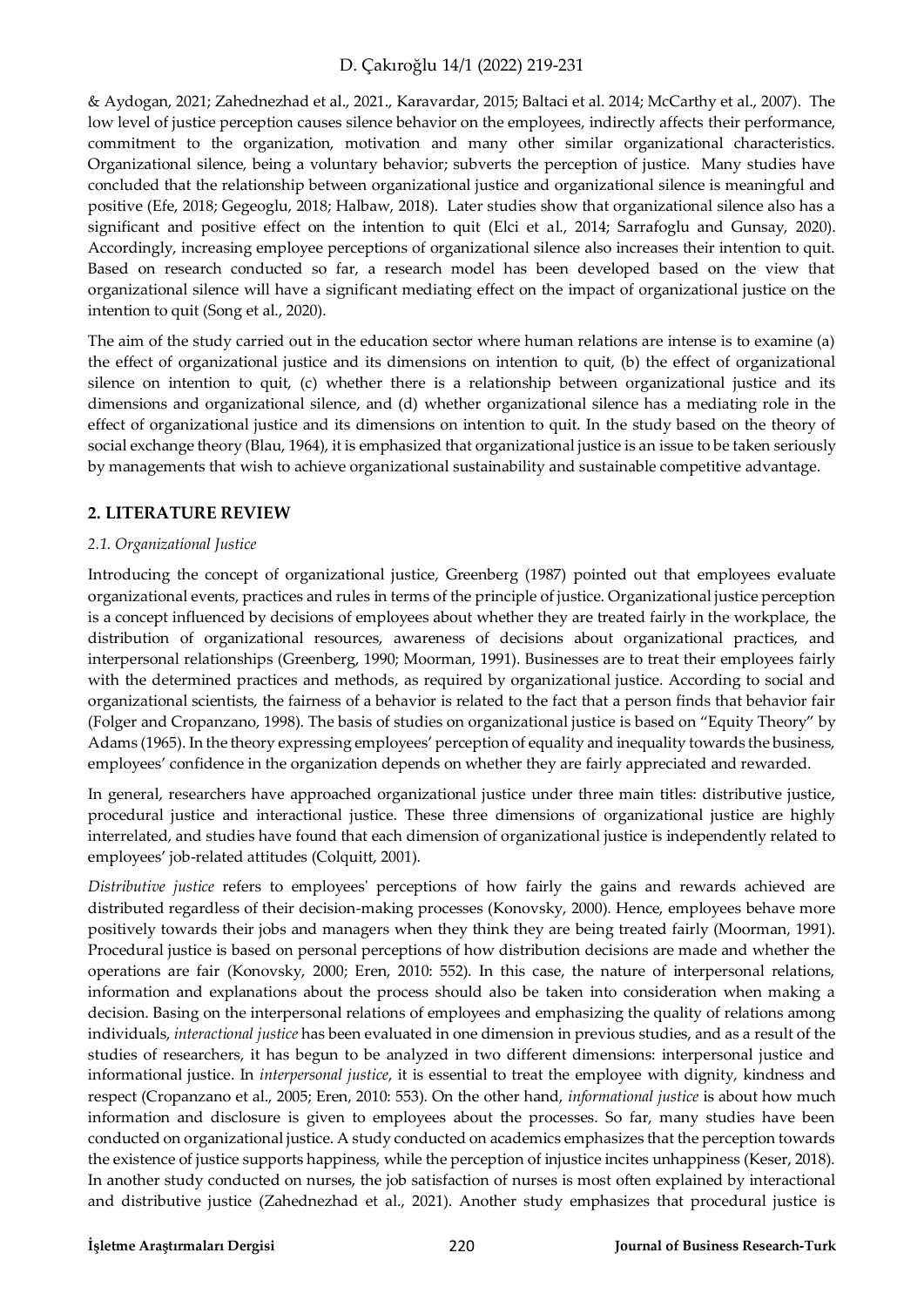& Aydogan, 2021; Zahednezhad et al., 2021., Karavardar, 2015; Baltaci et al. 2014; McCarthy et al., 2007). The low level of justice perception causes silence behavior on the employees, indirectly affects their performance, commitment to the organization, motivation and many other similar organizational characteristics. Organizational silence, being a voluntary behavior; subverts the perception of justice. Many studies have concluded that the relationship between organizational justice and organizational silence is meaningful and positive (Efe, 2018; Gegeoglu, 2018; Halbaw, 2018). Later studies show that organizational silence also has a significant and positive effect on the intention to quit (Elci et al., 2014; Sarrafoglu and Gunsay, 2020). Accordingly, increasing employee perceptions of organizational silence also increases their intention to quit. Based on research conducted so far, a research model has been developed based on the view that organizational silence will have a significant mediating effect on the impact of organizational justice on the intention to quit (Song et al., 2020).

The aim of the study carried out in the education sector where human relations are intense is to examine (a) the effect of organizational justice and its dimensions on intention to quit, (b) the effect of organizational silence on intention to quit, (c) whether there is a relationship between organizational justice and its dimensions and organizational silence, and (d) whether organizational silence has a mediating role in the effect of organizational justice and its dimensions on intention to quit. In the study based on the theory of social exchange theory (Blau, 1964), it is emphasized that organizational justice is an issue to be taken seriously by managements that wish to achieve organizational sustainability and sustainable competitive advantage.

## 2. LITERATURE REVIEW

### *2.1. Organizational Justice*

Introducing the concept of organizational justice, Greenberg (1987) pointed out that employees evaluate organizational events, practices and rules in terms of the principle of justice. Organizational justice perception is a concept influenced by decisions of employees about whether they are treated fairly in the workplace, the distribution of organizational resources, awareness of decisions about organizational practices, and interpersonal relationships (Greenberg, 1990; Moorman, 1991). Businesses are to treat their employees fairly with the determined practices and methods, as required by organizational justice. According to social and organizational scientists, the fairness of a behavior is related to the fact that a person finds that behavior fair (Folger and Cropanzano, 1998). The basis of studies on organizational justice is based on "Equity Theory" by Adams (1965). In the theory expressing employees' perception of equality and inequality towards the business, employees' confidence in the organization depends on whether they are fairly appreciated and rewarded.

In general, researchers have approached organizational justice under three main titles: distributive justice, procedural justice and interactional justice. These three dimensions of organizational justice are highly interrelated, and studies have found that each dimension of organizational justice is independently related to employees' job-related attitudes (Colquitt, 2001).

*Distributive justice* refers to employees' perceptions of how fairly the gains and rewards achieved are distributed regardless of their decision-making processes (Konovsky, 2000). Hence, employees behave more positively towards their jobs and managers when they think they are being treated fairly (Moorman, 1991). Procedural justice is based on personal perceptions of how distribution decisions are made and whether the operations are fair (Konovsky, 2000; Eren, 2010: 552). In this case, the nature of interpersonal relations, information and explanations about the process should also be taken into consideration when making a decision. Basing on the interpersonal relations of employees and emphasizing the quality of relations among individuals, *interactional justice* has been evaluated in one dimension in previous studies, and as a result of the studies of researchers, it has begun to be analyzed in two different dimensions: interpersonal justice and informational justice. In *interpersonal justice*, it is essential to treat the employee with dignity, kindness and respect (Cropanzano et al., 2005; Eren, 2010: 553). On the other hand, *informational justice* is about how much information and disclosure is given to employees about the processes. So far, many studies have been conducted on organizational justice. A study conducted on academics emphasizes that the perception towards the existence of justice supports happiness, while the perception of injustice incites unhappiness (Keser, 2018). In another study conducted on nurses, the job satisfaction of nurses is most often explained by interactional and distributive justice (Zahednezhad et al., 2021). Another study emphasizes that procedural justice is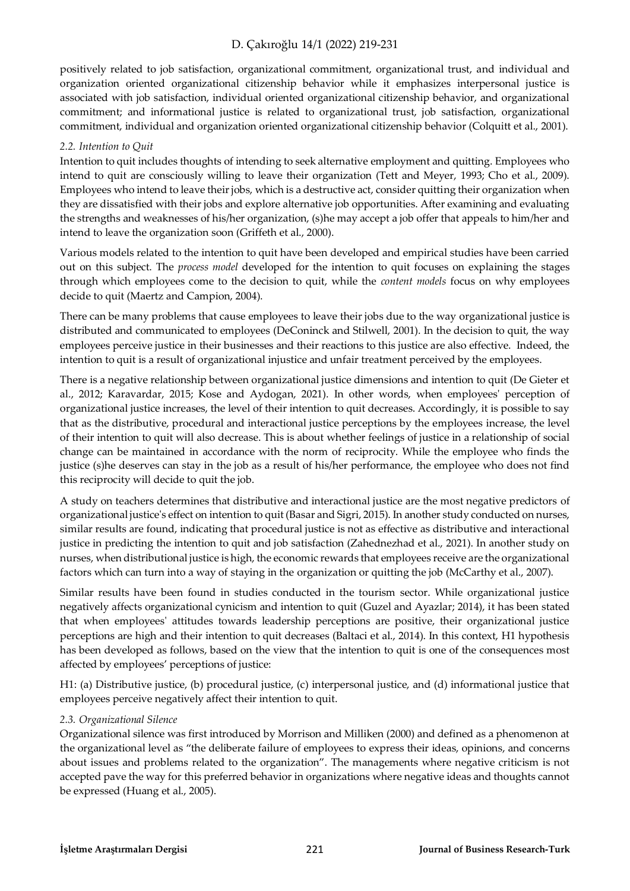positively related to job satisfaction, organizational commitment, organizational trust, and individual and organization oriented organizational citizenship behavior while it emphasizes interpersonal justice is associated with job satisfaction, individual oriented organizational citizenship behavior, and organizational commitment; and informational justice is related to organizational trust, job satisfaction, organizational commitment, individual and organization oriented organizational citizenship behavior (Colquitt et al., 2001).

### *2.2. Intention to Quit*

Intention to quit includes thoughts of intending to seek alternative employment and quitting. Employees who intend to quit are consciously willing to leave their organization (Tett and Meyer, 1993; Cho et al., 2009). Employees who intend to leave their jobs, which is a destructive act, consider quitting their organization when they are dissatisfied with their jobs and explore alternative job opportunities. After examining and evaluating the strengths and weaknesses of his/her organization, (s)he may accept a job offer that appeals to him/her and intend to leave the organization soon (Griffeth et al., 2000).

Various models related to the intention to quit have been developed and empirical studies have been carried out on this subject. The *process model* developed for the intention to quit focuses on explaining the stages through which employees come to the decision to quit, while the *content models* focus on why employees decide to quit (Maertz and Campion, 2004).

There can be many problems that cause employees to leave their jobs due to the way organizational justice is distributed and communicated to employees (DeConinck and Stilwell, 2001). In the decision to quit, the way employees perceive justice in their businesses and their reactions to this justice are also effective. Indeed, the intention to quit is a result of organizational injustice and unfair treatment perceived by the employees.

There is a negative relationship between organizational justice dimensions and intention to quit (De Gieter et al., 2012; Karavardar, 2015; Kose and Aydogan, 2021). In other words, when employees' perception of organizational justice increases, the level of their intention to quit decreases. Accordingly, it is possible to say that as the distributive, procedural and interactional justice perceptions by the employees increase, the level of their intention to quit will also decrease. This is about whether feelings of justice in a relationship of social change can be maintained in accordance with the norm of reciprocity. While the employee who finds the justice (s)he deserves can stay in the job as a result of his/her performance, the employee who does not find this reciprocity will decide to quit the job.

A study on teachers determines that distributive and interactional justice are the most negative predictors of organizational justice's effect on intention to quit (Basar and Sigri, 2015). In another study conducted on nurses, similar results are found, indicating that procedural justice is not as effective as distributive and interactional justice in predicting the intention to quit and job satisfaction (Zahednezhad et al., 2021). In another study on nurses, when distributional justice is high, the economic rewards that employees receive are the organizational factors which can turn into a way of staying in the organization or quitting the job (McCarthy et al., 2007).

Similar results have been found in studies conducted in the tourism sector. While organizational justice negatively affects organizational cynicism and intention to quit (Guzel and Ayazlar; 2014), it has been stated that when employees' attitudes towards leadership perceptions are positive, their organizational justice perceptions are high and their intention to quit decreases (Baltaci et al., 2014). In this context, H1 hypothesis has been developed as follows, based on the view that the intention to quit is one of the consequences most affected by employees' perceptions of justice:

H1: (a) Distributive justice, (b) procedural justice, (c) interpersonal justice, and (d) informational justice that employees perceive negatively affect their intention to quit.

### *2.3. Organizational Silence*

Organizational silence was first introduced by Morrison and Milliken (2000) and defined as a phenomenon at the organizational level as "the deliberate failure of employees to express their ideas, opinions, and concerns about issues and problems related to the organization". The managements where negative criticism is not accepted pave the way for this preferred behavior in organizations where negative ideas and thoughts cannot be expressed (Huang et al., 2005).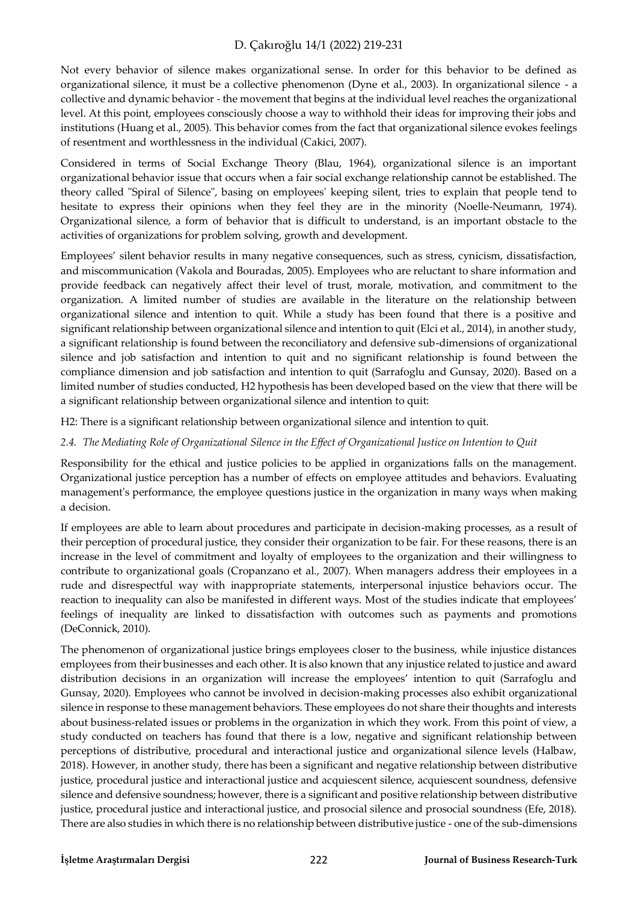Not every behavior of silence makes organizational sense. In order for this behavior to be defined as organizational silence, it must be a collective phenomenon (Dyne et al., 2003). In organizational silence - a collective and dynamic behavior - the movement that begins at the individual level reaches the organizational level. At this point, employees consciously choose a way to withhold their ideas for improving their jobs and institutions (Huang et al., 2005). This behavior comes from the fact that organizational silence evokes feelings of resentment and worthlessness in the individual (Cakici, 2007).

Considered in terms of Social Exchange Theory (Blau, 1964), organizational silence is an important organizational behavior issue that occurs when a fair social exchange relationship cannot be established. The theory called "Spiral of Silence", basing on employees' keeping silent, tries to explain that people tend to hesitate to express their opinions when they feel they are in the minority (Noelle-Neumann, 1974). Organizational silence, a form of behavior that is difficult to understand, is an important obstacle to the activities of organizations for problem solving, growth and development.

Employees' silent behavior results in many negative consequences, such as stress, cynicism, dissatisfaction, and miscommunication (Vakola and Bouradas, 2005). Employees who are reluctant to share information and provide feedback can negatively affect their level of trust, morale, motivation, and commitment to the organization. A limited number of studies are available in the literature on the relationship between organizational silence and intention to quit. While a study has been found that there is a positive and significant relationship between organizational silence and intention to quit (Elci et al., 2014), in another study, a significant relationship is found between the reconciliatory and defensive sub-dimensions of organizational silence and job satisfaction and intention to quit and no significant relationship is found between the compliance dimension and job satisfaction and intention to quit (Sarrafoglu and Gunsay, 2020). Based on a limited number of studies conducted, H2 hypothesis has been developed based on the view that there will be a significant relationship between organizational silence and intention to quit:

H2: There is a significant relationship between organizational silence and intention to quit.

### *2.4. The Mediating Role of Organizational Silence in the Effect of Organizational Justice on Intention to Quit*

Responsibility for the ethical and justice policies to be applied in organizations falls on the management. Organizational justice perception has a number of effects on employee attitudes and behaviors. Evaluating management's performance, the employee questions justice in the organization in many ways when making a decision.

If employees are able to learn about procedures and participate in decision-making processes, as a result of their perception of procedural justice, they consider their organization to be fair. For these reasons, there is an increase in the level of commitment and loyalty of employees to the organization and their willingness to contribute to organizational goals (Cropanzano et al., 2007). When managers address their employees in a rude and disrespectful way with inappropriate statements, interpersonal injustice behaviors occur. The reaction to inequality can also be manifested in different ways. Most of the studies indicate that employees' feelings of inequality are linked to dissatisfaction with outcomes such as payments and promotions (DeConnick, 2010).

The phenomenon of organizational justice brings employees closer to the business, while injustice distances employees from their businesses and each other. It is also known that any injustice related to justice and award distribution decisions in an organization will increase the employees' intention to quit (Sarrafoglu and Gunsay, 2020). Employees who cannot be involved in decision-making processes also exhibit organizational silence in response to these management behaviors. These employees do not share their thoughts and interests about business-related issues or problems in the organization in which they work. From this point of view, a study conducted on teachers has found that there is a low, negative and significant relationship between perceptions of distributive, procedural and interactional justice and organizational silence levels (Halbaw, 2018). However, in another study, there has been a significant and negative relationship between distributive justice, procedural justice and interactional justice and acquiescent silence, acquiescent soundness, defensive silence and defensive soundness; however, there is a significant and positive relationship between distributive justice, procedural justice and interactional justice, and prosocial silence and prosocial soundness (Efe, 2018). There are also studies in which there is no relationship between distributive justice - one of the sub-dimensions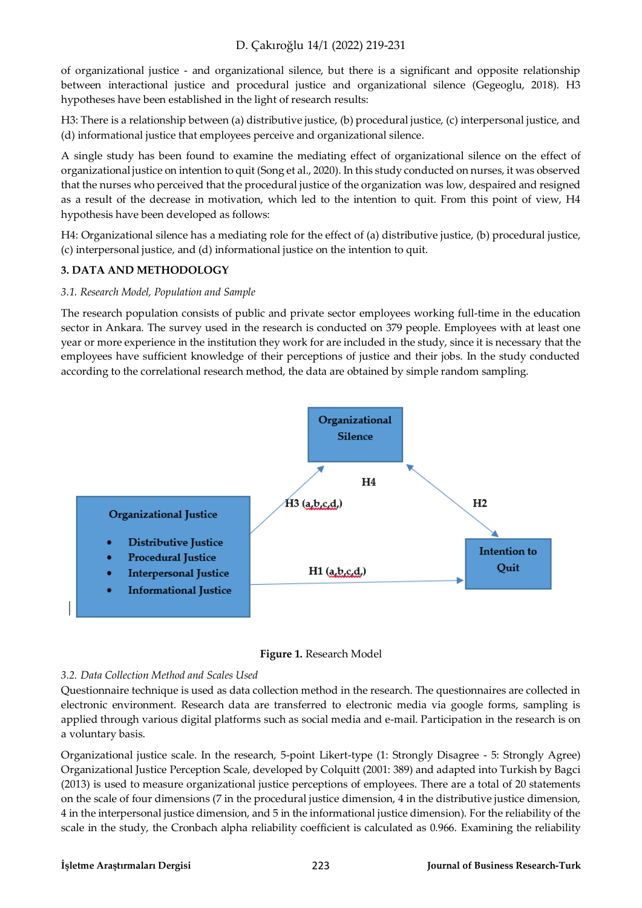of organizational justice - and organizational silence, but there is a significant and opposite relationship between interactional justice and procedural justice and organizational silence (Gegeoglu, 2018). H3 hypotheses have been established in the light of research results:

H3: There is a relationship between (a) distributive justice, (b) procedural justice, (c) interpersonal justice, and (d) informational justice that employees perceive and organizational silence.

A single study has been found to examine the mediating effect of organizational silence on the effect of organizational justice on intention to quit (Song et al., 2020). In this study conducted on nurses, it was observed that the nurses who perceived that the procedural justice of the organization was low, despaired and resigned as a result of the decrease in motivation, which led to the intention to quit. From this point of view, H4 hypothesis have been developed as follows:

H4: Organizational silence has a mediating role for the effect of (a) distributive justice, (b) procedural justice, (c) interpersonal justice, and (d) informational justice on the intention to quit.

## 3. DATA AND METHODOLOGY

### *3.1. Research Model, Population and Sample*

The research population consists of public and private sector employees working full-time in the education sector in Ankara. The survey used in the research is conducted on 379 people. Employees with at least one year or more experience in the institution they work for are included in the study, since it is necessary that the employees have sufficient knowledge of their perceptions of justice and their jobs. In the study conducted according to the correlational research method, the data are obtained by simple random sampling.

Organizational Justice
- Distributive Justice
- Procedural Justice
- Interpersonal Justice
- Informational Justice

Organizational Silence

Intention to Quit

H1 (a,b,c,d,) H2 H3 (a,b,c,d,) H4

**Figure 1.** Research Model

### *3.2. Data Collection Method and Scales Used*

Questionnaire technique is used as data collection method in the research. The questionnaires are collected in electronic environment. Research data are transferred to electronic media via google forms, sampling is applied through various digital platforms such as social media and e-mail. Participation in the research is on a voluntary basis.

Organizational justice scale. In the research, 5-point Likert-type (1: Strongly Disagree - 5: Strongly Agree) Organizational Justice Perception Scale, developed by Colquitt (2001: 389) and adapted into Turkish by Bagci (2013) is used to measure organizational justice perceptions of employees. There are a total of 20 statements on the scale of four dimensions (7 in the procedural justice dimension, 4 in the distributive justice dimension, 4 in the interpersonal justice dimension, and 5 in the informational justice dimension). For the reliability of the scale in the study, the Cronbach alpha reliability coefficient is calculated as 0.966. Examining the reliability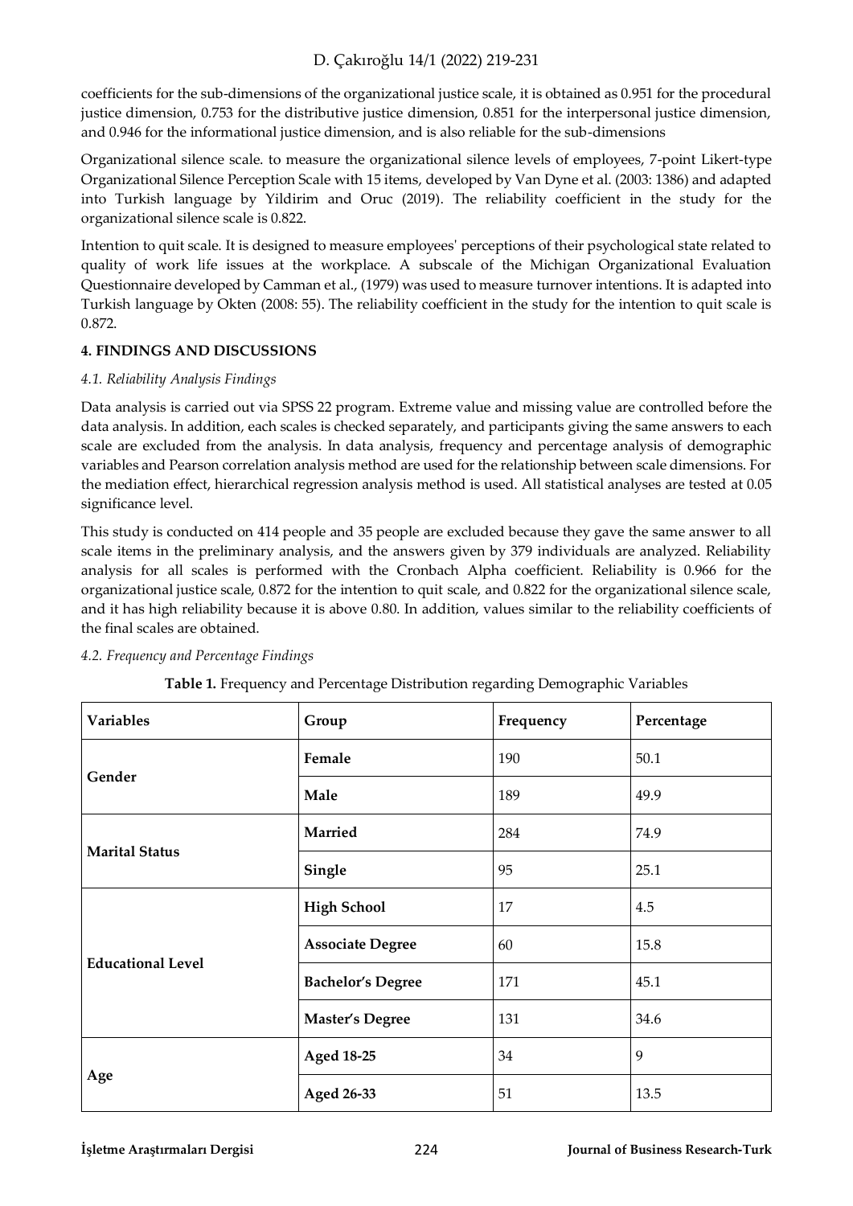coefficients for the sub-dimensions of the organizational justice scale, it is obtained as 0.951 for the procedural justice dimension, 0.753 for the distributive justice dimension, 0.851 for the interpersonal justice dimension, and 0.946 for the informational justice dimension, and is also reliable for the sub-dimensions

Organizational silence scale. to measure the organizational silence levels of employees, 7-point Likert-type Organizational Silence Perception Scale with 15 items, developed by Van Dyne et al. (2003: 1386) and adapted into Turkish language by Yildirim and Oruc (2019). The reliability coefficient in the study for the organizational silence scale is 0.822.

Intention to quit scale. It is designed to measure employees' perceptions of their psychological state related to quality of work life issues at the workplace. A subscale of the Michigan Organizational Evaluation Questionnaire developed by Camman et al., (1979) was used to measure turnover intentions. It is adapted into Turkish language by Okten (2008: 55). The reliability coefficient in the study for the intention to quit scale is 0.872.

## 4. FINDINGS AND DISCUSSIONS

### *4.1. Reliability Analysis Findings*

Data analysis is carried out via SPSS 22 program. Extreme value and missing value are controlled before the data analysis. In addition, each scales is checked separately, and participants giving the same answers to each scale are excluded from the analysis. In data analysis, frequency and percentage analysis of demographic variables and Pearson correlation analysis method are used for the relationship between scale dimensions. For the mediation effect, hierarchical regression analysis method is used. All statistical analyses are tested at 0.05 significance level.

This study is conducted on 414 people and 35 people are excluded because they gave the same answer to all scale items in the preliminary analysis, and the answers given by 379 individuals are analyzed. Reliability analysis for all scales is performed with the Cronbach Alpha coefficient. Reliability is 0.966 for the organizational justice scale, 0.872 for the intention to quit scale, and 0.822 for the organizational silence scale, and it has high reliability because it is above 0.80. In addition, values similar to the reliability coefficients of the final scales are obtained.

### *4.2. Frequency and Percentage Findings*

**Table 1.** Frequency and Percentage Distribution regarding Demographic Variables

| Variables | Group | Frequency | Percentage |
|---|---|---|---|
| **Gender** | **Female** | 190 | 50.1 |
| | **Male** | 189 | 49.9 |
| **Marital Status** | **Married** | 284 | 74.9 |
| | **Single** | 95 | 25.1 |
| **Educational Level** | **High School** | 17 | 4.5 |
| | **Associate Degree** | 60 | 15.8 |
| | **Bachelor's Degree** | 171 | 45.1 |
| | **Master's Degree** | 131 | 34.6 |
| **Age** | **Aged 18-25** | 34 | 9 |
| | **Aged 26-33** | 51 | 13.5 |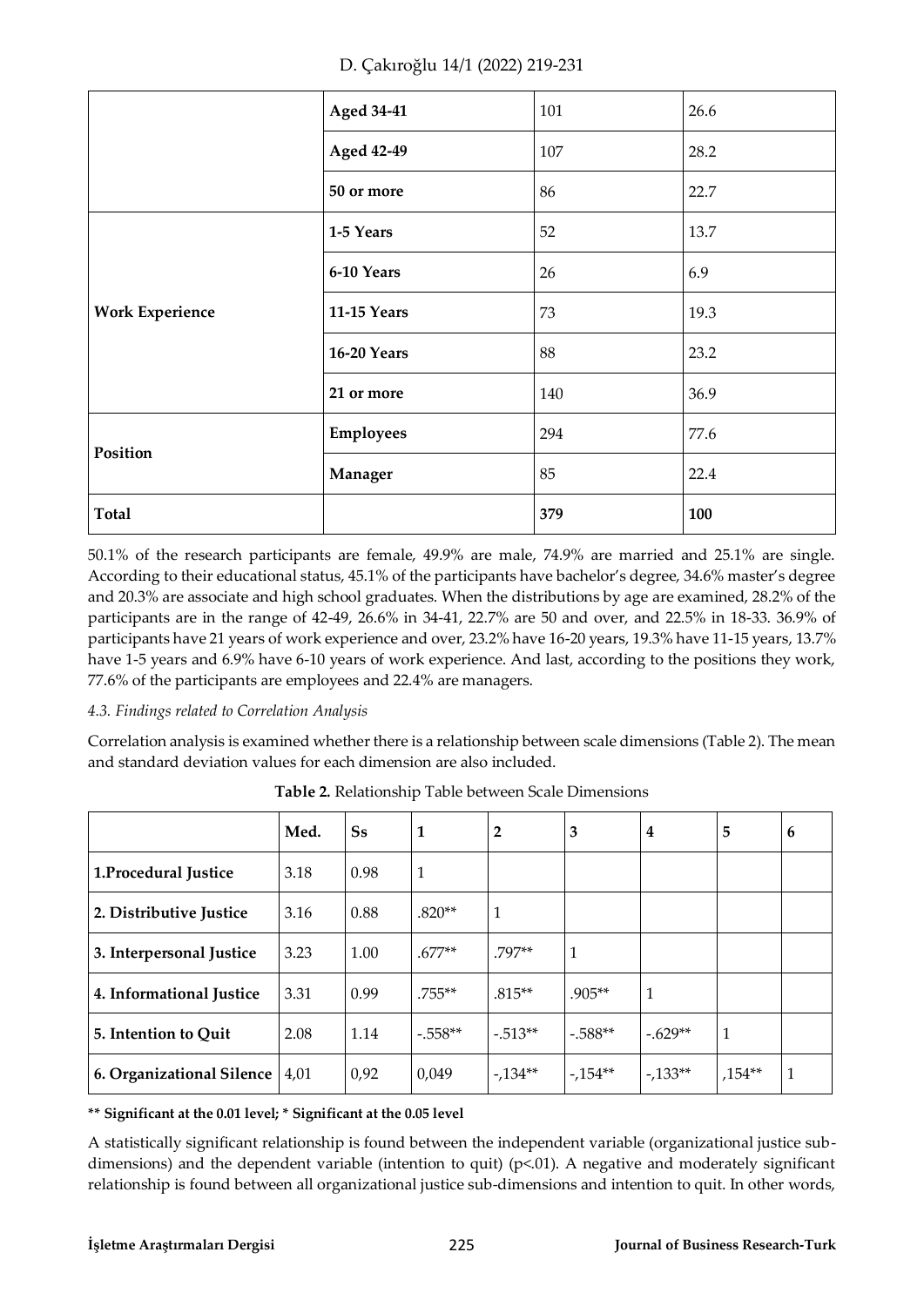| | Aged 34-41 | 101 | 26.6 |
|---|---|---|---|
| | **Aged 42-49** | 107 | 28.2 |
| | **50 or more** | 86 | 22.7 |
| **Work Experience** | **1-5 Years** | 52 | 13.7 |
| | **6-10 Years** | 26 | 6.9 |
| | **11-15 Years** | 73 | 19.3 |
| | **16-20 Years** | 88 | 23.2 |
| | **21 or more** | 140 | 36.9 |
| **Position** | **Employees** | 294 | 77.6 |
| | **Manager** | 85 | 22.4 |
| **Total** | | **379** | **100** |

50.1% of the research participants are female, 49.9% are male, 74.9% are married and 25.1% are single. According to their educational status, 45.1% of the participants have bachelor's degree, 34.6% master's degree and 20.3% are associate and high school graduates. When the distributions by age are examined, 28.2% of the participants are in the range of 42-49, 26.6% in 34-41, 22.7% are 50 and over, and 22.5% in 18-33. 36.9% of participants have 21 years of work experience and over, 23.2% have 16-20 years, 19.3% have 11-15 years, 13.7% have 1-5 years and 6.9% have 6-10 years of work experience. And last, according to the positions they work, 77.6% of the participants are employees and 22.4% are managers.

*4.3. Findings related to Correlation Analysis*

Correlation analysis is examined whether there is a relationship between scale dimensions (Table 2). The mean and standard deviation values for each dimension are also included.

**Table 2.** Relationship Table between Scale Dimensions

| | Med. | Ss | 1 | 2 | 3 | 4 | 5 | 6 |
|---|---|---|---|---|---|---|---|---|
| **1.Procedural Justice** | 3.18 | 0.98 | 1 | | | | | |
| **2. Distributive Justice** | 3.16 | 0.88 | .820** | 1 | | | | |
| **3. Interpersonal Justice** | 3.23 | 1.00 | .677** | .797** | 1 | | | |
| **4. Informational Justice** | 3.31 | 0.99 | .755** | .815** | .905** | 1 | | |
| **5. Intention to Quit** | 2.08 | 1.14 | -.558** | -.513** | -.588** | -.629** | 1 | |
| **6. Organizational Silence** | 4,01 | 0,92 | 0,049 | -,134** | -,154** | -,133** | ,154** | 1 |

**\*\* Significant at the 0.01 level; \* Significant at the 0.05 level**

A statistically significant relationship is found between the independent variable (organizational justice sub-dimensions) and the dependent variable (intention to quit) ($p<.01$). A negative and moderately significant relationship is found between all organizational justice sub-dimensions and intention to quit. In other words,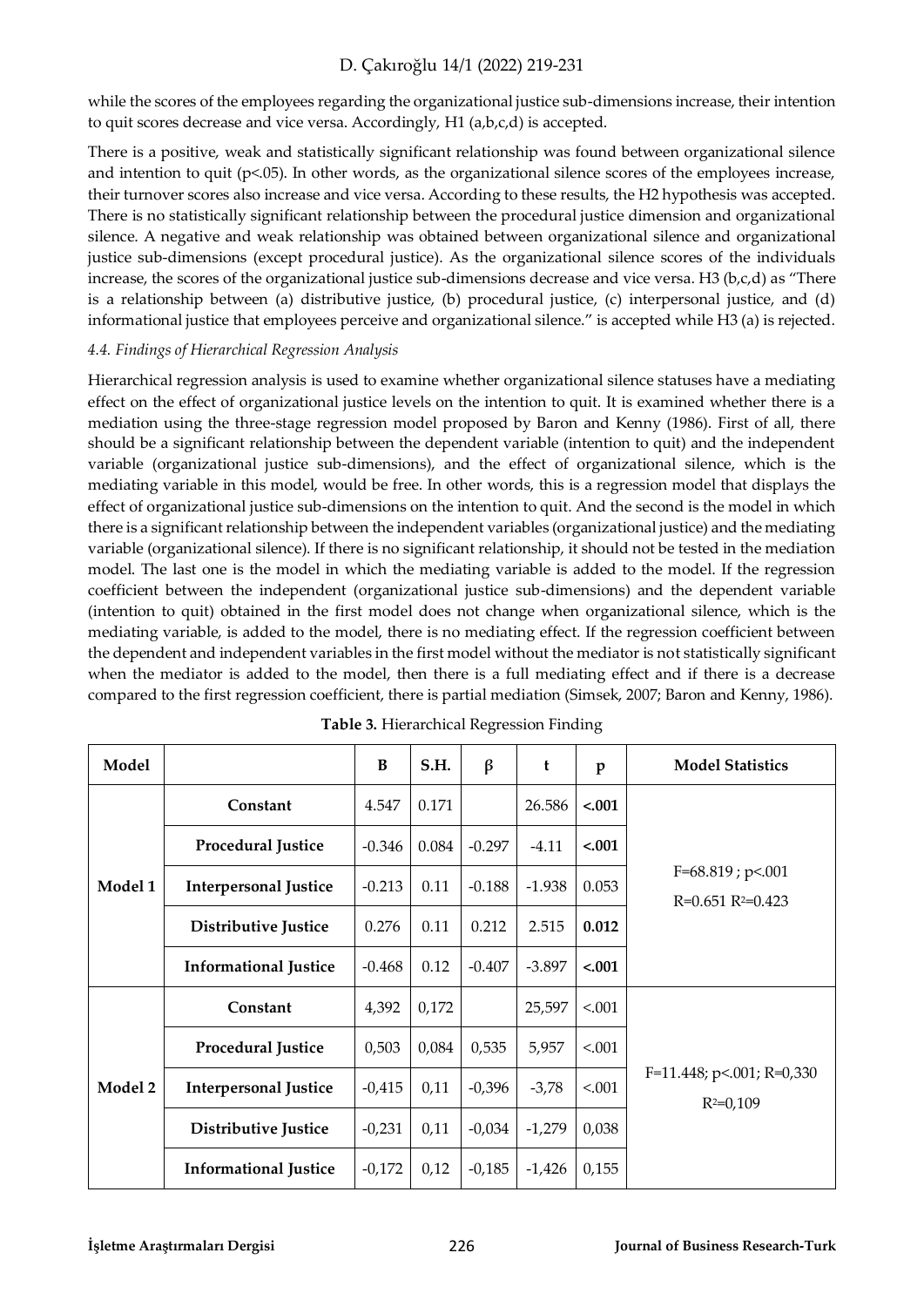while the scores of the employees regarding the organizational justice sub-dimensions increase, their intention to quit scores decrease and vice versa. Accordingly, H1 (a,b,c,d) is accepted.

There is a positive, weak and statistically significant relationship was found between organizational silence and intention to quit ($p<.05$). In other words, as the organizational silence scores of the employees increase, their turnover scores also increase and vice versa. According to these results, the H2 hypothesis was accepted. There is no statistically significant relationship between the procedural justice dimension and organizational silence. A negative and weak relationship was obtained between organizational silence and organizational justice sub-dimensions (except procedural justice). As the organizational silence scores of the individuals increase, the scores of the organizational justice sub-dimensions decrease and vice versa. H3 (b,c,d) as "There is a relationship between (a) distributive justice, (b) procedural justice, (c) interpersonal justice, and (d) informational justice that employees perceive and organizational silence." is accepted while H3 (a) is rejected.

*4.4. Findings of Hierarchical Regression Analysis*

Hierarchical regression analysis is used to examine whether organizational silence statuses have a mediating effect on the effect of organizational justice levels on the intention to quit. It is examined whether there is a mediation using the three-stage regression model proposed by Baron and Kenny (1986). First of all, there should be a significant relationship between the dependent variable (intention to quit) and the independent variable (organizational justice sub-dimensions), and the effect of organizational silence, which is the mediating variable in this model, would be free. In other words, this is a regression model that displays the effect of organizational justice sub-dimensions on the intention to quit. And the second is the model in which there is a significant relationship between the independent variables (organizational justice) and the mediating variable (organizational silence). If there is no significant relationship, it should not be tested in the mediation model. The last one is the model in which the mediating variable is added to the model. If the regression coefficient between the independent (organizational justice sub-dimensions) and the dependent variable (intention to quit) obtained in the first model does not change when organizational silence, which is the mediating variable, is added to the model, there is no mediating effect. If the regression coefficient between the dependent and independent variables in the first model without the mediator is not statistically significant when the mediator is added to the model, then there is a full mediating effect and if there is a decrease compared to the first regression coefficient, there is partial mediation (Simsek, 2007; Baron and Kenny, 1986).

**Table 3.** Hierarchical Regression Finding

| Model | | B | S.H. | β | t | p | Model Statistics |
|---|---|---|---|---|---|---|---|
| Model 1 | **Constant** | 4.547 | 0.171 | | 26.586 | **<.001** | $F=68.819$ ; $p<.001$ $R=0.651$ $R^2=0.423$ |
| | **Procedural Justice** | -0.346 | 0.084 | -0.297 | -4.11 | **<.001** | |
| | **Interpersonal Justice** | -0.213 | 0.11 | -0.188 | -1.938 | 0.053 | |
| | **Distributive Justice** | 0.276 | 0.11 | 0.212 | 2.515 | **0.012** | |
| | **Informational Justice** | -0.468 | 0.12 | -0.407 | -3.897 | **<.001** | |
| Model 2 | **Constant** | 4,392 | 0,172 | | 25,597 | <.001 | $F=11.448$; $p<.001$; $R=0,330$ $R^2=0,109$ |
| | **Procedural Justice** | 0,503 | 0,084 | 0,535 | 5,957 | <.001 | |
| | **Interpersonal Justice** | -0,415 | 0,11 | -0,396 | -3,78 | <.001 | |
| | **Distributive Justice** | -0,231 | 0,11 | -0,034 | -1,279 | 0,038 | |
| | **Informational Justice** | -0,172 | 0,12 | -0,185 | -1,426 | 0,155 | |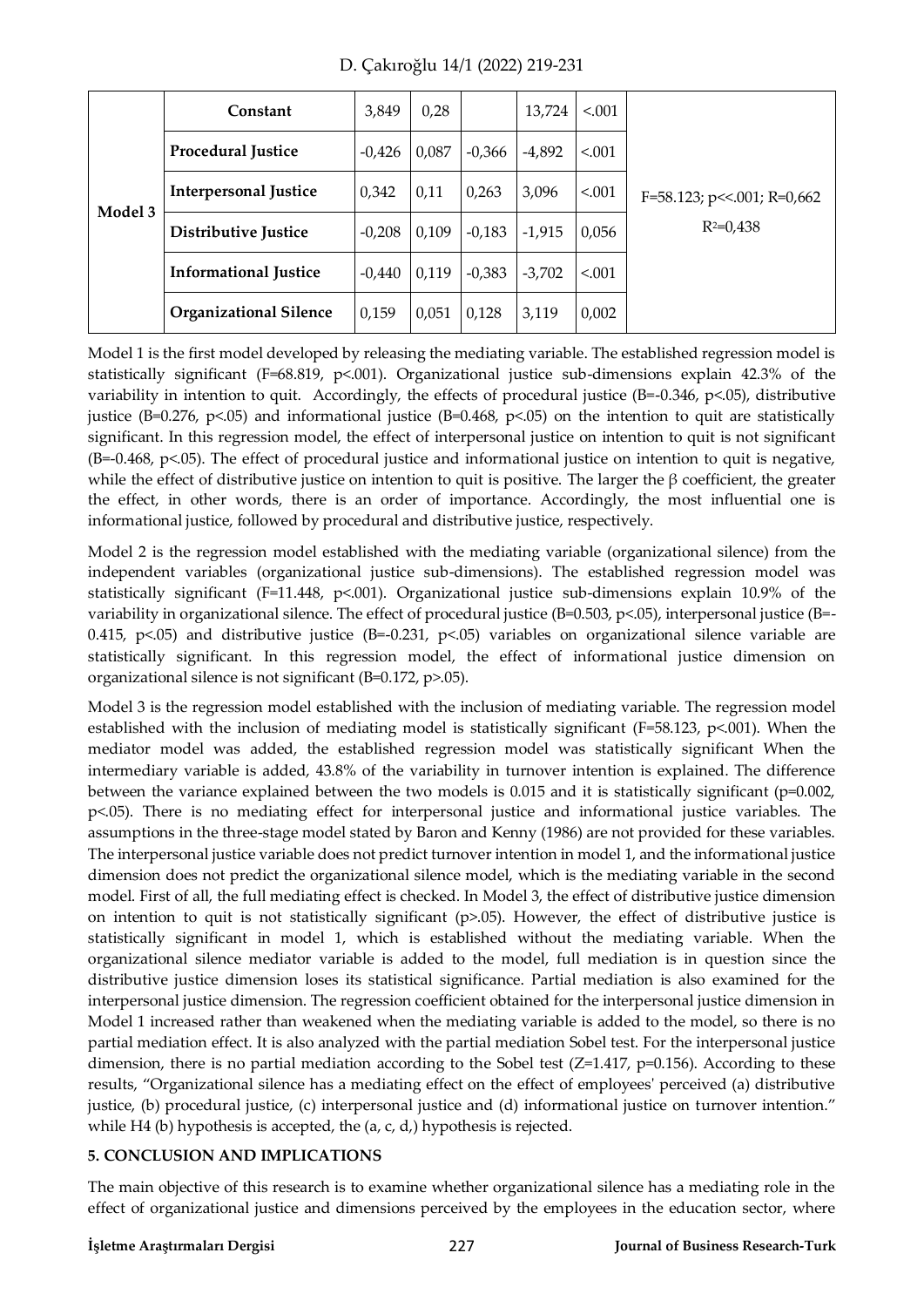| | | | | | | | |
|---|---|---|---|---|---|---|---|
| Model 3 | **Constant** | 3,849 | 0,28 | | 13,724 | <.001 | F=58.123; p<<.001; R=0,662 $R^2$=0,438 |
| | **Procedural Justice** | -0,426 | 0,087 | -0,366 | -4,892 | <.001 | |
| | **Interpersonal Justice** | 0,342 | 0,11 | 0,263 | 3,096 | <.001 | |
| | **Distributive Justice** | -0,208 | 0,109 | -0,183 | -1,915 | 0,056 | |
| | **Informational Justice** | -0,440 | 0,119 | -0,383 | -3,702 | <.001 | |
| | **Organizational Silence** | 0,159 | 0,051 | 0,128 | 3,119 | 0,002 | |

Model 1 is the first model developed by releasing the mediating variable. The established regression model is statistically significant (F=68.819, p<.001). Organizational justice sub-dimensions explain 42.3% of the variability in intention to quit. Accordingly, the effects of procedural justice (B=-0.346, p<.05), distributive justice (B=0.276, p<.05) and informational justice (B=0.468, p<.05) on the intention to quit are statistically significant. In this regression model, the effect of interpersonal justice on intention to quit is not significant (B=-0.468, p<.05). The effect of procedural justice and informational justice on intention to quit is negative, while the effect of distributive justice on intention to quit is positive. The larger the β coefficient, the greater the effect, in other words, there is an order of importance. Accordingly, the most influential one is informational justice, followed by procedural and distributive justice, respectively.

Model 2 is the regression model established with the mediating variable (organizational silence) from the independent variables (organizational justice sub-dimensions). The established regression model was statistically significant (F=11.448, p<.001). Organizational justice sub-dimensions explain 10.9% of the variability in organizational silence. The effect of procedural justice (B=0.503, p<.05), interpersonal justice (B=-0.415, p<.05) and distributive justice (B=-0.231, p<.05) variables on organizational silence variable are statistically significant. In this regression model, the effect of informational justice dimension on organizational silence is not significant (B=0.172, p>.05).

Model 3 is the regression model established with the inclusion of mediating variable. The regression model established with the inclusion of mediating model is statistically significant (F=58.123, p<.001). When the mediator model was added, the established regression model was statistically significant When the intermediary variable is added, 43.8% of the variability in turnover intention is explained. The difference between the variance explained between the two models is 0.015 and it is statistically significant (p=0.002, p<.05). There is no mediating effect for interpersonal justice and informational justice variables. The assumptions in the three-stage model stated by Baron and Kenny (1986) are not provided for these variables. The interpersonal justice variable does not predict turnover intention in model 1, and the informational justice dimension does not predict the organizational silence model, which is the mediating variable in the second model. First of all, the full mediating effect is checked. In Model 3, the effect of distributive justice dimension on intention to quit is not statistically significant (p>.05). However, the effect of distributive justice is statistically significant in model 1, which is established without the mediating variable. When the organizational silence mediator variable is added to the model, full mediation is in question since the distributive justice dimension loses its statistical significance. Partial mediation is also examined for the interpersonal justice dimension. The regression coefficient obtained for the interpersonal justice dimension in Model 1 increased rather than weakened when the mediating variable is added to the model, so there is no partial mediation effect. It is also analyzed with the partial mediation Sobel test. For the interpersonal justice dimension, there is no partial mediation according to the Sobel test (Z=1.417, p=0.156). According to these results, "Organizational silence has a mediating effect on the effect of employees' perceived (a) distributive justice, (b) procedural justice, (c) interpersonal justice and (d) informational justice on turnover intention." while H4 (b) hypothesis is accepted, the (a, c, d,) hypothesis is rejected.

## 5. CONCLUSION AND IMPLICATIONS

The main objective of this research is to examine whether organizational silence has a mediating role in the effect of organizational justice and dimensions perceived by the employees in the education sector, where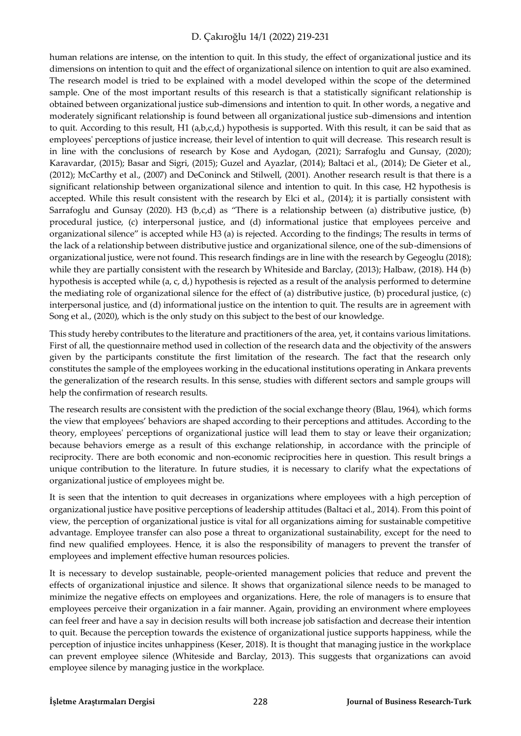human relations are intense, on the intention to quit. In this study, the effect of organizational justice and its dimensions on intention to quit and the effect of organizational silence on intention to quit are also examined. The research model is tried to be explained with a model developed within the scope of the determined sample. One of the most important results of this research is that a statistically significant relationship is obtained between organizational justice sub-dimensions and intention to quit. In other words, a negative and moderately significant relationship is found between all organizational justice sub-dimensions and intention to quit. According to this result, H1 (a,b,c,d,) hypothesis is supported. With this result, it can be said that as employees' perceptions of justice increase, their level of intention to quit will decrease. This research result is in line with the conclusions of research by Kose and Aydogan, (2021); Sarrafoglu and Gunsay, (2020); Karavardar, (2015); Basar and Sigri, (2015); Guzel and Ayazlar, (2014); Baltaci et al., (2014); De Gieter et al., (2012); McCarthy et al., (2007) and DeConinck and Stilwell, (2001). Another research result is that there is a significant relationship between organizational silence and intention to quit. In this case, H2 hypothesis is accepted. While this result consistent with the research by Elci et al., (2014); it is partially consistent with Sarrafoglu and Gunsay (2020). H3 (b,c,d) as "There is a relationship between (a) distributive justice, (b) procedural justice, (c) interpersonal justice, and (d) informational justice that employees perceive and organizational silence" is accepted while H3 (a) is rejected. According to the findings; The results in terms of the lack of a relationship between distributive justice and organizational silence, one of the sub-dimensions of organizational justice, were not found. This research findings are in line with the research by Gegeoglu (2018); while they are partially consistent with the research by Whiteside and Barclay, (2013); Halbaw, (2018). H4 (b) hypothesis is accepted while (a, c, d,) hypothesis is rejected as a result of the analysis performed to determine the mediating role of organizational silence for the effect of (a) distributive justice, (b) procedural justice, (c) interpersonal justice, and (d) informational justice on the intention to quit. The results are in agreement with Song et al., (2020), which is the only study on this subject to the best of our knowledge.

This study hereby contributes to the literature and practitioners of the area, yet, it contains various limitations. First of all, the questionnaire method used in collection of the research data and the objectivity of the answers given by the participants constitute the first limitation of the research. The fact that the research only constitutes the sample of the employees working in the educational institutions operating in Ankara prevents the generalization of the research results. In this sense, studies with different sectors and sample groups will help the confirmation of research results.

The research results are consistent with the prediction of the social exchange theory (Blau, 1964), which forms the view that employees' behaviors are shaped according to their perceptions and attitudes. According to the theory, employees' perceptions of organizational justice will lead them to stay or leave their organization; because behaviors emerge as a result of this exchange relationship, in accordance with the principle of reciprocity. There are both economic and non-economic reciprocities here in question. This result brings a unique contribution to the literature. In future studies, it is necessary to clarify what the expectations of organizational justice of employees might be.

It is seen that the intention to quit decreases in organizations where employees with a high perception of organizational justice have positive perceptions of leadership attitudes (Baltaci et al., 2014). From this point of view, the perception of organizational justice is vital for all organizations aiming for sustainable competitive advantage. Employee transfer can also pose a threat to organizational sustainability, except for the need to find new qualified employees. Hence, it is also the responsibility of managers to prevent the transfer of employees and implement effective human resources policies.

It is necessary to develop sustainable, people-oriented management policies that reduce and prevent the effects of organizational injustice and silence. It shows that organizational silence needs to be managed to minimize the negative effects on employees and organizations. Here, the role of managers is to ensure that employees perceive their organization in a fair manner. Again, providing an environment where employees can feel freer and have a say in decision results will both increase job satisfaction and decrease their intention to quit. Because the perception towards the existence of organizational justice supports happiness, while the perception of injustice incites unhappiness (Keser, 2018). It is thought that managing justice in the workplace can prevent employee silence (Whiteside and Barclay, 2013). This suggests that organizations can avoid employee silence by managing justice in the workplace.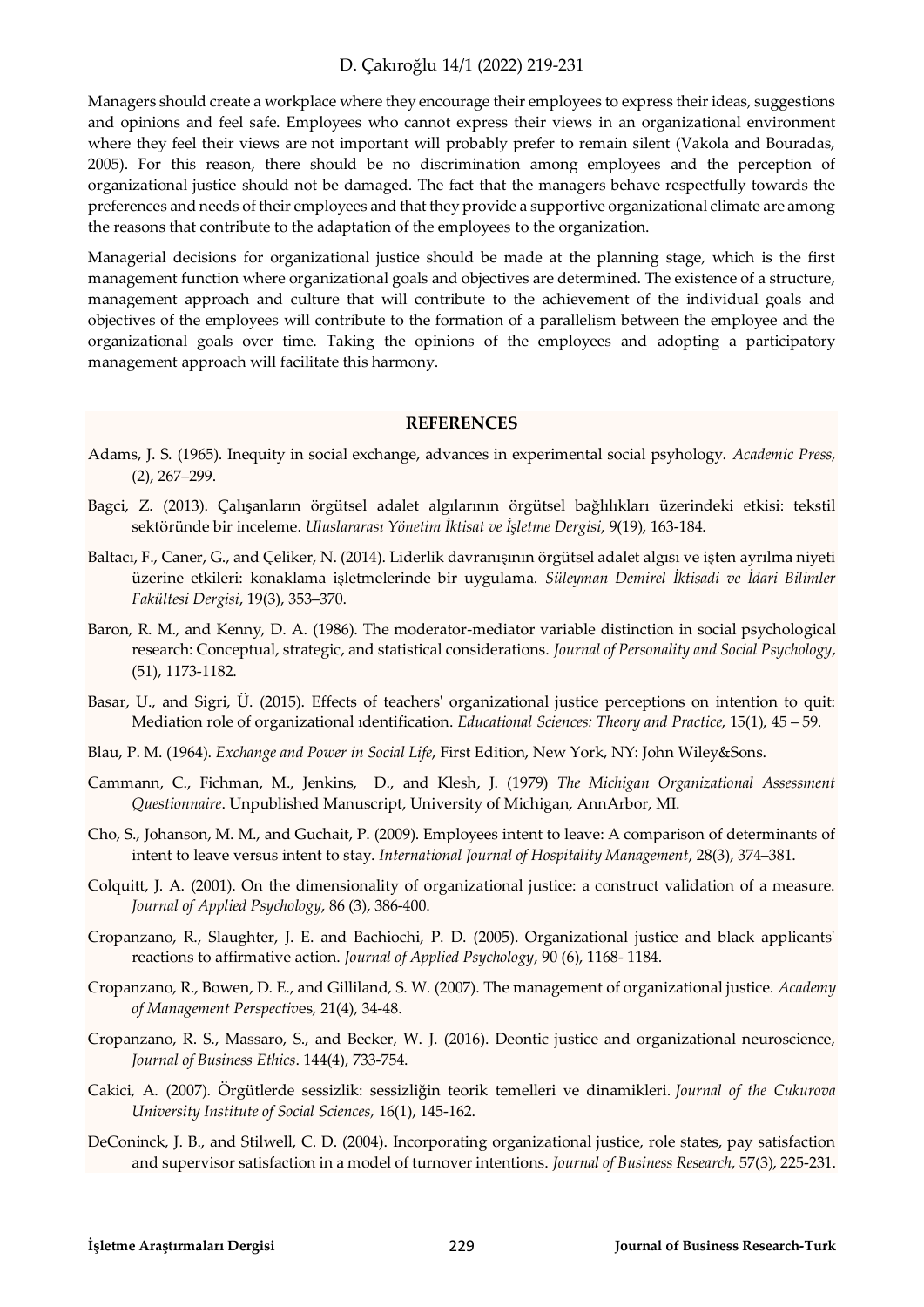Managers should create a workplace where they encourage their employees to express their ideas, suggestions and opinions and feel safe. Employees who cannot express their views in an organizational environment where they feel their views are not important will probably prefer to remain silent (Vakola and Bouradas, 2005). For this reason, there should be no discrimination among employees and the perception of organizational justice should not be damaged. The fact that the managers behave respectfully towards the preferences and needs of their employees and that they provide a supportive organizational climate are among the reasons that contribute to the adaptation of the employees to the organization.

Managerial decisions for organizational justice should be made at the planning stage, which is the first management function where organizational goals and objectives are determined. The existence of a structure, management approach and culture that will contribute to the achievement of the individual goals and objectives of the employees will contribute to the formation of a parallelism between the employee and the organizational goals over time. Taking the opinions of the employees and adopting a participatory management approach will facilitate this harmony.

## REFERENCES

Adams, J. S. (1965). Inequity in social exchange, advances in experimental social psyhology. *Academic Press,* (2), 267–299.

Bagci, Z. (2013). Çalışanların örgütsel adalet algılarının örgütsel bağlılıkları üzerindeki etkisi: tekstil sektöründe bir inceleme. *Uluslararası Yönetim İktisat ve İşletme Dergisi*, 9(19), 163-184.

Baltacı, F., Caner, G., and Çeliker, N. (2014). Liderlik davranışının örgütsel adalet algısı ve işten ayrılma niyeti üzerine etkileri: konaklama işletmelerinde bir uygulama. *Süleyman Demirel İktisadi ve İdari Bilimler Fakültesi Dergisi*, 19(3), 353–370.

Baron, R. M., and Kenny, D. A. (1986). The moderator-mediator variable distinction in social psychological research: Conceptual, strategic, and statistical considerations. *Journal of Personality and Social Psychology*, (51), 1173-1182.

Basar, U., and Sigri, Ü. (2015). Effects of teachers' organizational justice perceptions on intention to quit: Mediation role of organizational ıdentification. *Educational Sciences: Theory and Practice*, 15(1), 45 – 59.

Blau, P. M. (1964). *Exchange and Power in Social Life*, First Edition, New York, NY: John Wiley&Sons.

Cammann, C., Fichman, M., Jenkins, D., and Klesh, J. (1979) *The Michigan Organizational Assessment Questionnaire*. Unpublished Manuscript, University of Michigan, AnnArbor, MI.

Cho, S., Johanson, M. M., and Guchait, P. (2009). Employees intent to leave: A comparison of determinants of intent to leave versus intent to stay. *International Journal of Hospitality Management*, 28(3), 374–381.

Colquitt, J. A. (2001). On the dimensionality of organizational justice: a construct validation of a measure. *Journal of Applied Psychology*, 86 (3), 386-400.

Cropanzano, R., Slaughter, J. E. and Bachiochi, P. D. (2005). Organizational justice and black applicants' reactions to affirmative action. *Journal of Applied Psychology*, 90 (6), 1168- 1184.

Cropanzano, R., Bowen, D. E., and Gilliland, S. W. (2007). The management of organizational justice. *Academy of Management Perspectives*, 21(4), 34-48.

Cropanzano, R. S., Massaro, S., and Becker, W. J. (2016). Deontic justice and organizational neuroscience, *Journal of Business Ethics*. 144(4), 733-754.

Cakici, A. (2007). Örgütlerde sessizlik: sessizliğin teorik temelleri ve dinamikleri. *Journal of the Cukurova University Institute of Social Sciences,* 16(1), 145-162.

DeConinck, J. B., and Stilwell, C. D. (2004). Incorporating organizational justice, role states, pay satisfaction and supervisor satisfaction in a model of turnover intentions. *Journal of Business Research*, 57(3), 225-231.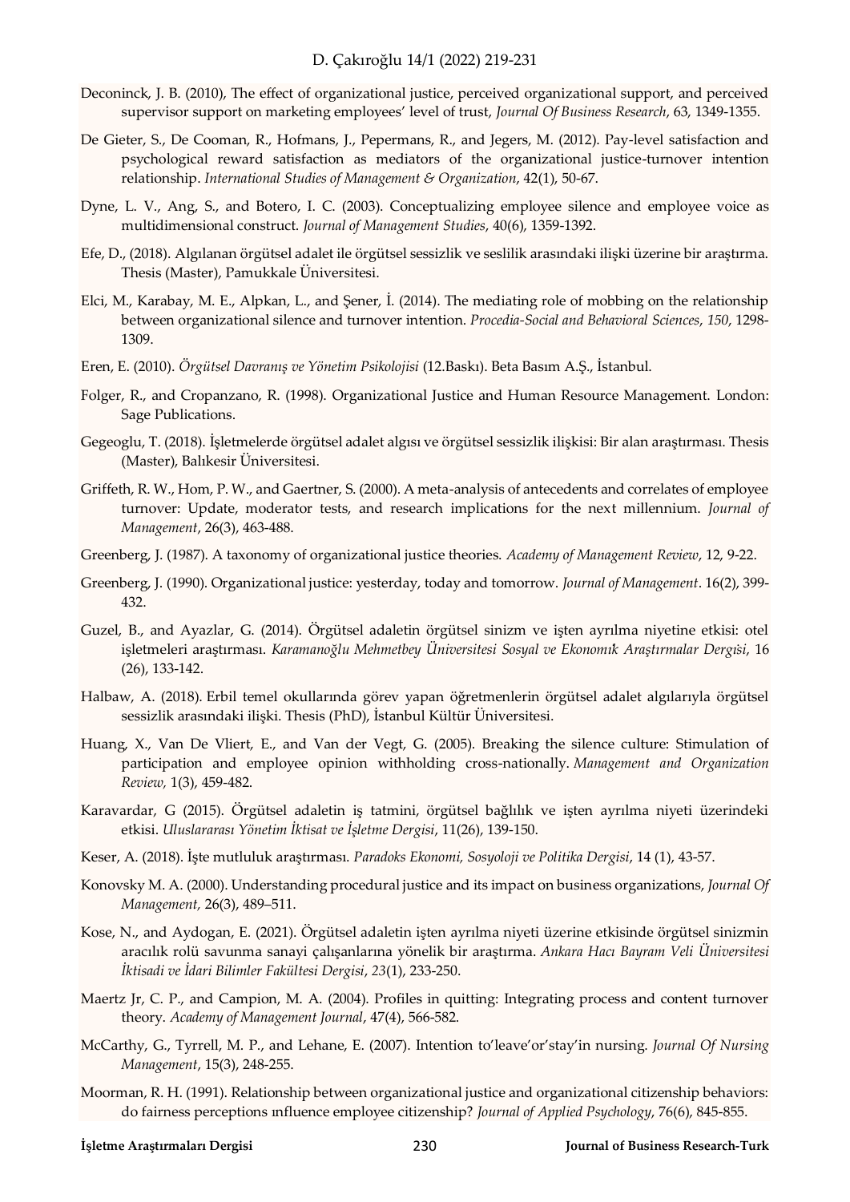Deconinck, J. B. (2010), The effect of organizational justice, perceived organizational support, and perceived supervisor support on marketing employees' level of trust, *Journal Of Business Research*, 63, 1349-1355.

De Gieter, S., De Cooman, R., Hofmans, J., Pepermans, R., and Jegers, M. (2012). Pay-level satisfaction and psychological reward satisfaction as mediators of the organizational justice-turnover intention relationship. *International Studies of Management & Organization*, 42(1), 50-67.

Dyne, L. V., Ang, S., and Botero, I. C. (2003). Conceptualizing employee silence and employee voice as multidimensional construct. *Journal of Management Studies*, 40(6), 1359-1392.

Efe, D., (2018). Algılanan örgütsel adalet ile örgütsel sessizlik ve seslilik arasındaki ilişki üzerine bir araştırma. Thesis (Master), Pamukkale Üniversitesi.

Elci, M., Karabay, M. E., Alpkan, L., and Şener, İ. (2014). The mediating role of mobbing on the relationship between organizational silence and turnover intention. *Procedia-Social and Behavioral Sciences*, *150*, 1298-1309.

Eren, E. (2010). *Örgütsel Davranış ve Yönetim Psikolojisi* (12.Baskı). Beta Basım A.Ş., İstanbul.

Folger, R., and Cropanzano, R. (1998). Organizational Justice and Human Resource Management. London: Sage Publications.

Gegeoglu, T. (2018). İşletmelerde örgütsel adalet algısı ve örgütsel sessizlik ilişkisi: Bir alan araştırması. Thesis (Master), Balıkesir Üniversitesi.

Griffeth, R. W., Hom, P. W., and Gaertner, S. (2000). A meta-analysis of antecedents and correlates of employee turnover: Update, moderator tests, and research implications for the next millennium. *Journal of Management*, 26(3), 463-488.

Greenberg, J. (1987). A taxonomy of organizational justice theories. *Academy of Management Review*, 12, 9-22.

Greenberg, J. (1990). Organizational justice: yesterday, today and tomorrow. *Journal of Management*. 16(2), 399-432.

Guzel, B., and Ayazlar, G. (2014). Örgütsel adaletin örgütsel sinizm ve işten ayrılma niyetine etkisi: otel işletmeleri araştırması. *Karamanoğlu Mehmetbey Üniversitesi Sosyal ve Ekonomık Araştırmalar Dergisi*, 16 (26), 133-142.

Halbaw, A. (2018). Erbil temel okullarında görev yapan öğretmenlerin örgütsel adalet algılarıyla örgütsel sessizlik arasındaki ilişki. Thesis (PhD), İstanbul Kültür Üniversitesi.

Huang, X., Van De Vliert, E., and Van der Vegt, G. (2005). Breaking the silence culture: Stimulation of participation and employee opinion withholding cross-nationally. *Management and Organization Review,* 1(3), 459-482.

Karavardar, G (2015). Örgütsel adaletin iş tatmini, örgütsel bağlılık ve işten ayrılma niyeti üzerindeki etkisi. *Uluslararası Yönetim İktisat ve İşletme Dergisi*, 11(26), 139-150.

Keser, A. (2018). İşte mutluluk araştırması. *Paradoks Ekonomi, Sosyoloji ve Politika Dergisi*, 14 (1), 43-57.

Konovsky M. A. (2000). Understanding procedural justice and its impact on business organizations, *Journal Of Management,* 26(3), 489–511.

Kose, N., and Aydogan, E. (2021). Örgütsel adaletin işten ayrılma niyeti üzerine etkisinde örgütsel sinizmin aracılık rolü savunma sanayi çalışanlarına yönelik bir araştırma. *Ankara Hacı Bayram Veli Üniversitesi İktisadi ve İdari Bilimler Fakültesi Dergisi*, *23*(1), 233-250.

Maertz Jr, C. P., and Campion, M. A. (2004). Profiles in quitting: Integrating process and content turnover theory. *Academy of Management Journal*, 47(4), 566-582.

McCarthy, G., Tyrrell, M. P., and Lehane, E. (2007). Intention to'leave'or'stay'in nursing. *Journal Of Nursing Management*, 15(3), 248-255.

Moorman, R. H. (1991). Relationship between organizational justice and organizational citizenship behaviors: do fairness perceptions ınfluence employee citizenship? *Journal of Applied Psychology*, 76(6), 845-855.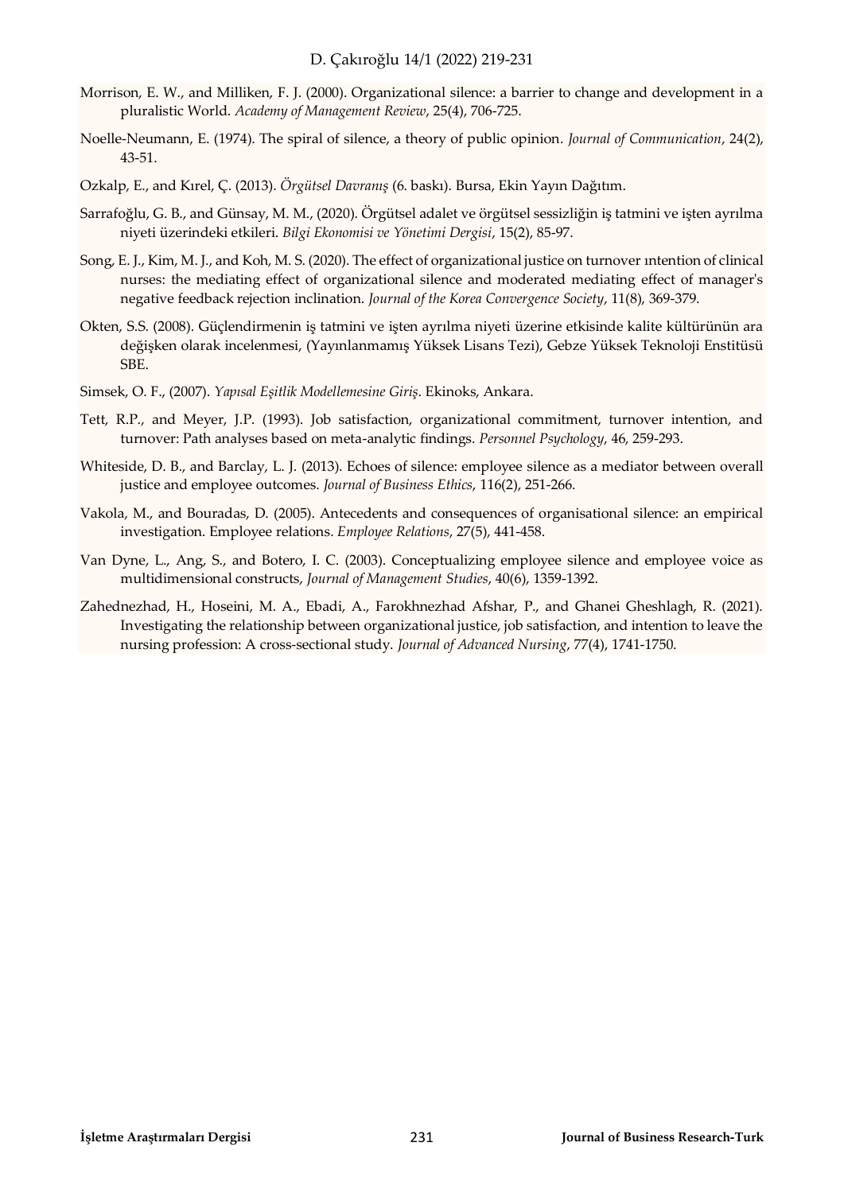Morrison, E. W., and Milliken, F. J. (2000). Organizational silence: a barrier to change and development in a pluralistic World. *Academy of Management Review*, 25(4), 706-725.

Noelle-Neumann, E. (1974). The spiral of silence, a theory of public opinion. *Journal of Communication*, 24(2), 43-51.

Ozkalp, E., and Kırel, Ç. (2013). *Örgütsel Davranış* (6. baskı). Bursa, Ekin Yayın Dağıtım.

Sarrafoğlu, G. B., and Günsay, M. M., (2020). Örgütsel adalet ve örgütsel sessizliğin iş tatmini ve işten ayrılma niyeti üzerindeki etkileri. *Bilgi Ekonomisi ve Yönetimi Dergisi*, 15(2), 85-97.

Song, E. J., Kim, M. J., and Koh, M. S. (2020). The effect of organizational justice on turnover ıntention of clinical nurses: the mediating effect of organizational silence and moderated mediating effect of manager's negative feedback rejection inclination. *Journal of the Korea Convergence Society*, 11(8), 369-379.

Okten, S.S. (2008). Güçlendirmenin iş tatmini ve işten ayrılma niyeti üzerine etkisinde kalite kültürünün ara değişken olarak incelenmesi, (Yayınlanmamış Yüksek Lisans Tezi), Gebze Yüksek Teknoloji Enstitüsü SBE.

Simsek, O. F., (2007). *Yapısal Eşitlik Modellemesine Giriş*. Ekinoks, Ankara.

Tett, R.P., and Meyer, J.P. (1993). Job satisfaction, organizational commitment, turnover intention, and turnover: Path analyses based on meta-analytic findings. *Personnel Psychology*, 46, 259-293.

Whiteside, D. B., and Barclay, L. J. (2013). Echoes of silence: employee silence as a mediator between overall justice and employee outcomes. *Journal of Business Ethics*, 116(2), 251-266.

Vakola, M., and Bouradas, D. (2005). Antecedents and consequences of organisational silence: an empirical investigation. Employee relations. *Employee Relations*, 27(5), 441-458.

Van Dyne, L., Ang, S., and Botero, I. C. (2003). Conceptualizing employee silence and employee voice as multidimensional constructs, *Journal of Management Studies*, 40(6), 1359-1392.

Zahednezhad, H., Hoseini, M. A., Ebadi, A., Farokhnezhad Afshar, P., and Ghanei Gheshlagh, R. (2021). Investigating the relationship between organizational justice, job satisfaction, and intention to leave the nursing profession: A cross-sectional study. *Journal of Advanced Nursing*, 77(4), 1741-1750.